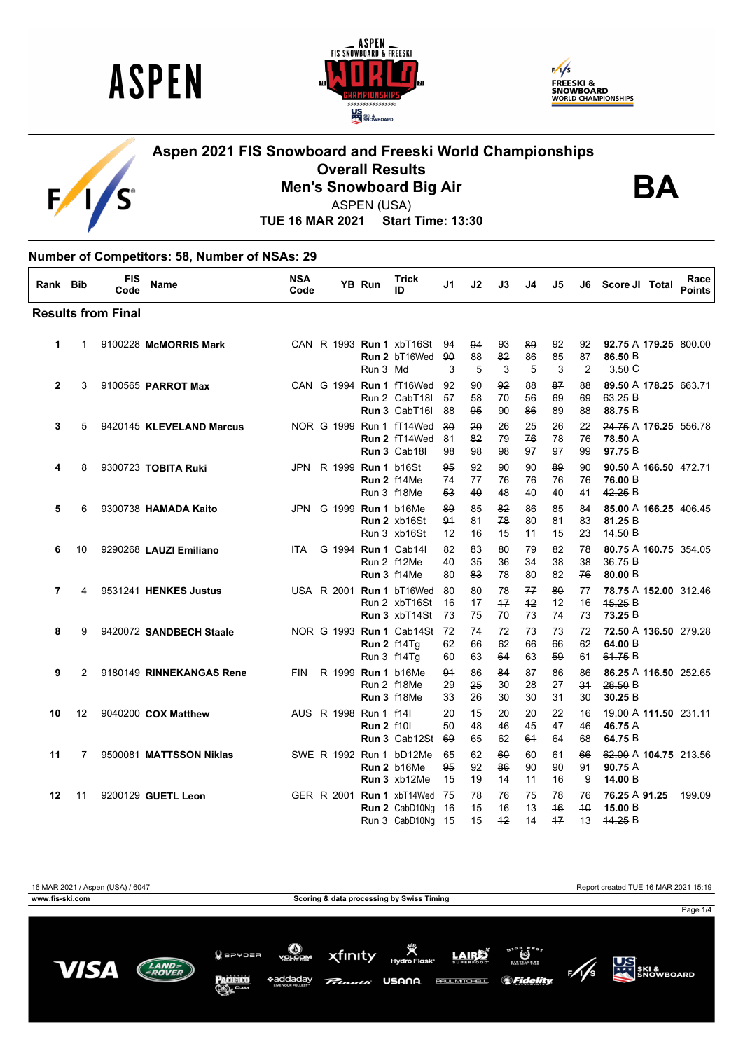# Aspen 2021 FIS Snowboard and Freeski World Championships

## Overall Results

## Men's Snowboard Big Air

ASPEN (USA)

**TUE 16 MAR 2021 Start Time: 13:30**

BA

### Number of Competitors: 58, Number of NSAs: 29

| Rank | Bib | FIS Code | Name | NSA Code | YB | Run | Trick ID | J1 | J2 | J3 | J4 | J5 | J6 | Score JI | Total | Race Points |
|---|---|---|---|---|---|---|---|---|---|---|---|---|---|---|---|---|
| **Results from Final** | | | | | | | | | | | | | | | | |
| 1 | 1 | 9100228 | **McMORRIS Mark** | CAN | R 1993 | **Run 1** | xbT16St | 94 | ~~94~~ | 93 | ~~89~~ | 92 | 92 | **92.75** A | **179.25** | 800.00 |
| | | | | | | **Run 2** | bT16Wed | ~~90~~ | 88 | ~~82~~ | 86 | 85 | 87 | **86.50** B | | |
| | | | | | | Run 3 | Md | 3 | 5 | 3 | ~~5~~ | 3 | ~~2~~ | 3.50 C | | |
| 2 | 3 | 9100565 | **PARROT Max** | CAN | G 1994 | **Run 1** | fT16Wed | 92 | 90 | ~~92~~ | 88 | ~~87~~ | 88 | **89.50** A | **178.25** | 663.71 |
| | | | | | | Run 2 | CabT18I | 57 | 58 | ~~70~~ | ~~56~~ | 69 | 69 | ~~63.25~~ B | | |
| | | | | | | **Run 3** | CabT16I | 88 | ~~95~~ | 90 | ~~86~~ | 89 | 88 | **88.75** B | | |
| 3 | 5 | 9420145 | **KLEVELAND Marcus** | NOR | G 1999 | Run 1 | fT14Wed | ~~30~~ | ~~20~~ | 26 | 25 | 26 | 22 | ~~24.75~~ A | **176.25** | 556.78 |
| | | | | | | **Run 2** | fT14Wed | 81 | ~~82~~ | 79 | ~~76~~ | 78 | 76 | **78.50** A | | |
| | | | | | | **Run 3** | Cab18I | 98 | 98 | 98 | ~~97~~ | 97 | ~~99~~ | **97.75** B | | |
| 4 | 8 | 9300723 | **TOBITA Ruki** | JPN | R 1999 | **Run 1** | b16St | ~~95~~ | 92 | 90 | 90 | ~~89~~ | 90 | **90.50** A | **166.50** | 472.71 |
| | | | | | | **Run 2** | f14Me | ~~74~~ | ~~77~~ | 76 | 76 | 76 | 76 | **76.00** B | | |
| | | | | | | Run 3 | f18Me | ~~53~~ | ~~40~~ | 48 | 40 | 40 | 41 | ~~42.25~~ B | | |
| 5 | 6 | 9300738 | **HAMADA Kaito** | JPN | G 1999 | **Run 1** | b16Me | ~~89~~ | 85 | ~~82~~ | 86 | 85 | 84 | **85.00** A | **166.25** | 406.45 |
| | | | | | | **Run 2** | xb16St | ~~91~~ | 81 | ~~78~~ | 80 | 81 | 83 | **81.25** B | | |
| | | | | | | Run 3 | xb16St | 12 | 16 | 15 | ~~11~~ | 15 | ~~23~~ | ~~14.50~~ B | | |
| 6 | 10 | 9290268 | **LAUZI Emiliano** | ITA | G 1994 | **Run 1** | Cab14I | 82 | ~~83~~ | 80 | 79 | 82 | ~~78~~ | **80.75** A | **160.75** | 354.05 |
| | | | | | | Run 2 | f12Me | ~~40~~ | 35 | 36 | ~~34~~ | 38 | 38 | ~~36.75~~ B | | |
| | | | | | | **Run 3** | f14Me | 80 | ~~83~~ | 78 | 80 | 82 | ~~76~~ | **80.00** B | | |
| 7 | 4 | 9531241 | **HENKES Justus** | USA | R 2001 | **Run 1** | bT16Wed | 80 | 80 | 78 | ~~77~~ | ~~80~~ | 77 | **78.75** A | **152.00** | 312.46 |
| | | | | | | Run 2 | xbT16St | 16 | 17 | ~~17~~ | ~~12~~ | 12 | 16 | ~~15.25~~ B | | |
| | | | | | | **Run 3** | xbT14St | 73 | ~~75~~ | ~~70~~ | 73 | 74 | 73 | **73.25** B | | |
| 8 | 9 | 9420072 | **SANDBECH Staale** | NOR | G 1993 | **Run 1** | Cab14St | ~~72~~ | ~~74~~ | 72 | 73 | 73 | 72 | **72.50** A | **136.50** | 279.28 |
| | | | | | | **Run 2** | f14Tg | ~~62~~ | 66 | 62 | 66 | ~~66~~ | 62 | **64.00** B | | |
| | | | | | | Run 3 | f14Tg | 60 | 63 | ~~64~~ | 63 | ~~59~~ | 61 | ~~61.75~~ B | | |
| 9 | 2 | 9180149 | **RINNEKANGAS Rene** | FIN | R 1999 | **Run 1** | b16Me | ~~91~~ | 86 | ~~84~~ | 87 | 86 | 86 | **86.25** A | **116.50** | 252.65 |
| | | | | | | Run 2 | f18Me | 29 | ~~25~~ | 30 | 28 | 27 | ~~31~~ | ~~28.50~~ B | | |
| | | | | | | **Run 3** | f18Me | ~~33~~ | ~~26~~ | 30 | 30 | 31 | 30 | **30.25** B | | |
| 10 | 12 | 9040200 | **COX Matthew** | AUS | R 1998 | Run 1 | f14I | 20 | ~~15~~ | 20 | ~~22~~ | 16 | 16 | ~~19.00~~ A | **111.50** | 231.11 |
| | | | | | | **Run 2** | f10I | ~~50~~ | 48 | 46 | ~~45~~ | 47 | 46 | **46.75** A | | |
| | | | | | | **Run 3** | Cab12St | ~~69~~ | 65 | 62 | ~~61~~ | 64 | 68 | **64.75** B | | |
| 11 | 7 | 9500081 | **MATTSSON Niklas** | SWE | R 1992 | Run 1 | bD12Me | 65 | 62 | ~~60~~ | 60 | 61 | ~~66~~ | ~~62.00~~ A | **104.75** | 213.56 |
| | | | | | | **Run 2** | b16Me | ~~95~~ | 92 | ~~86~~ | 90 | 90 | 91 | **90.75** A | | |
| | | | | | | **Run 3** | xb12Me | 15 | ~~19~~ | 14 | 11 | 16 | ~~9~~ | **14.00** B | | |
| 12 | 11 | 9200129 | **GUETL Leon** | GER | R 2001 | **Run 1** | xbT14Wed | ~~75~~ | 78 | 76 | 75 | ~~78~~ | 76 | **76.25** A | **91.25** | 199.09 |
| | | | | | | **Run 2** | CabD10Ng | 16 | 15 | 16 | 13 | ~~16~~ | ~~10~~ | **15.00** B | | |
| | | | | | | Run 3 | CabD10Ng | 15 | 15 | ~~12~~ | 14 | ~~17~~ | 13 | ~~14.25~~ B | | |

16 MAR 2021 / Aspen (USA) / 6047 — Report created TUE 16 MAR 2021 15:19

www.fis-ski.com — Scoring & data processing by Swiss Timing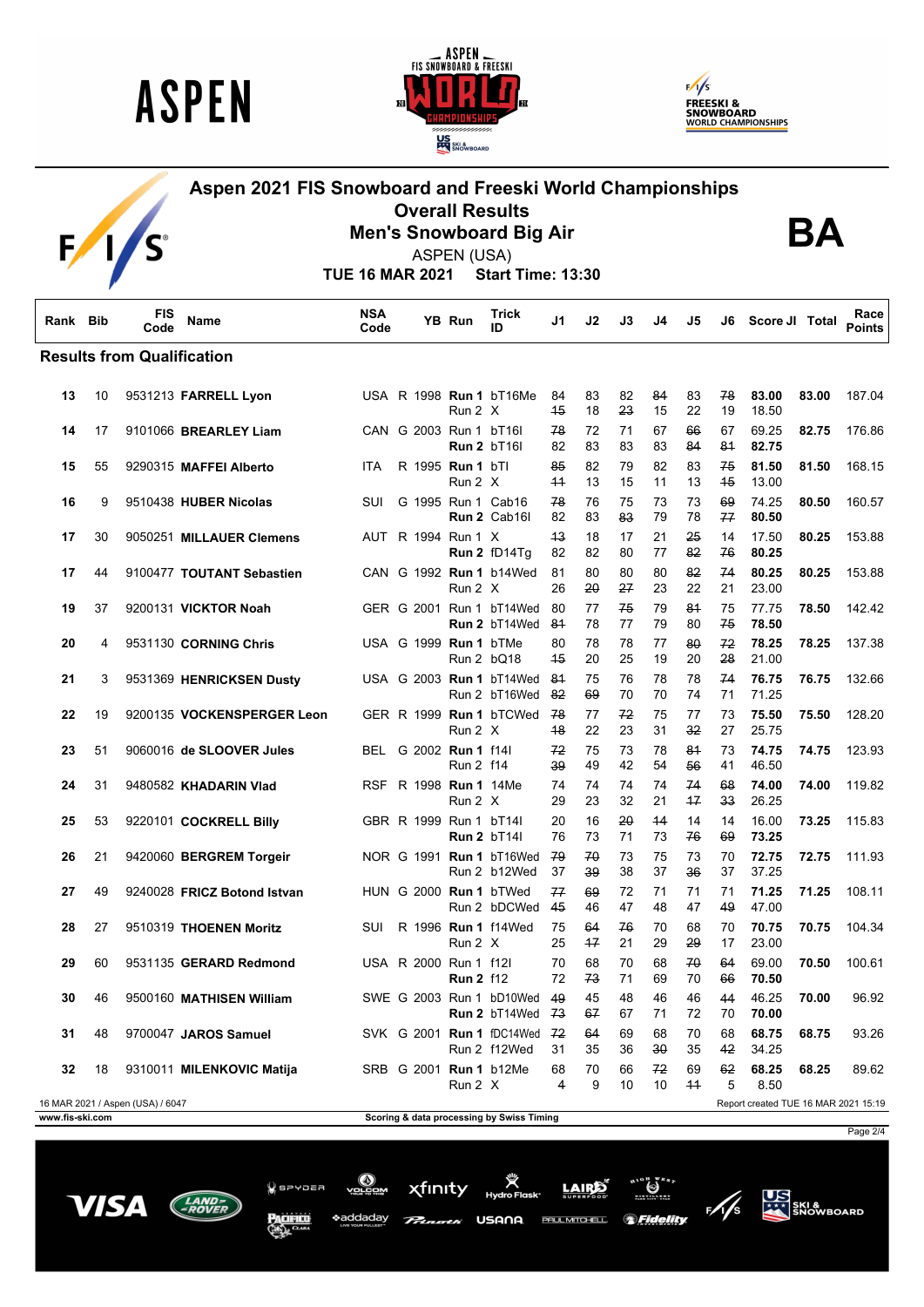# Aspen 2021 FIS Snowboard and Freeski World Championships

## Overall Results

## Men's Snowboard Big Air

ASPEN (USA)

**TUE 16 MAR 2021 Start Time: 13:30**

**BA**

### Results from Qualification

| Rank | Bib | FIS Code | Name | NSA Code | | YB | Run | Trick ID | J1 | J2 | J3 | J4 | J5 | J6 | Score JI | Total | Race Points |
|---|---|---|---|---|---|---|---|---|---|---|---|---|---|---|---|---|---|
| 13 | 10 | 9531213 | **FARRELL Lyon** | USA | R | 1998 | **Run 1** | bT16Me | 84 | 83 | 82 | ~~84~~ | 83 | ~~78~~ | **83.00** | **83.00** | 187.04 |
| | | | | | | | Run 2 | X | ~~15~~ | 18 | ~~23~~ | 15 | 22 | 19 | 18.50 | | |
| 14 | 17 | 9101066 | **BREARLEY Liam** | CAN | G | 2003 | Run 1 | bT16l | ~~78~~ | 72 | 71 | 67 | ~~66~~ | 67 | 69.25 | **82.75** | 176.86 |
| | | | | | | | **Run 2** | bT16l | 82 | 83 | 83 | 83 | ~~84~~ | ~~81~~ | **82.75** | | |
| 15 | 55 | 9290315 | **MAFFEI Alberto** | ITA | R | 1995 | **Run 1** | bTl | ~~85~~ | 82 | 79 | 82 | 83 | ~~75~~ | **81.50** | **81.50** | 168.15 |
| | | | | | | | Run 2 | X | ~~11~~ | 13 | 15 | 11 | 13 | ~~15~~ | 13.00 | | |
| 16 | 9 | 9510438 | **HUBER Nicolas** | SUI | G | 1995 | Run 1 | Cab16 | ~~78~~ | 76 | 75 | 73 | 73 | ~~69~~ | 74.25 | **80.50** | 160.57 |
| | | | | | | | **Run 2** | Cab16l | 82 | 83 | ~~83~~ | 79 | 78 | ~~77~~ | **80.50** | | |
| 17 | 30 | 9050251 | **MILLAUER Clemens** | AUT | R | 1994 | Run 1 | X | ~~13~~ | 18 | 17 | 21 | ~~25~~ | 14 | 17.50 | **80.25** | 153.88 |
| | | | | | | | **Run 2** | fD14Tg | 82 | 82 | 80 | 77 | ~~82~~ | ~~76~~ | **80.25** | | |
| 17 | 44 | 9100477 | **TOUTANT Sebastien** | CAN | G | 1992 | **Run 1** | b14Wed | 81 | 80 | 80 | 80 | ~~82~~ | ~~74~~ | **80.25** | **80.25** | 153.88 |
| | | | | | | | Run 2 | X | 26 | ~~20~~ | ~~27~~ | 25 | 22 | 21 | 23.00 | | |
| 19 | 37 | 9200131 | **VICKTOR Noah** | GER | G | 2001 | Run 1 | bT14Wed | 80 | 77 | ~~75~~ | 79 | ~~81~~ | 75 | 77.75 | **78.50** | 142.42 |
| | | | | | | | **Run 2** | bT14Wed | ~~81~~ | 78 | 77 | 79 | 80 | ~~75~~ | **78.50** | | |
| 20 | 4 | 9531130 | **CORNING Chris** | USA | G | 1999 | **Run 1** | bTMe | 80 | 78 | 78 | 77 | ~~80~~ | ~~72~~ | **78.25** | **78.25** | 137.38 |
| | | | | | | | Run 2 | bQ18 | ~~15~~ | 20 | 25 | 19 | 20 | ~~28~~ | 21.00 | | |
| 21 | 3 | 9531369 | **HENRICKSEN Dusty** | USA | G | 2003 | **Run 1** | bT14Wed | ~~81~~ | 75 | 76 | 78 | 78 | ~~74~~ | **76.75** | **76.75** | 132.66 |
| | | | | | | | Run 2 | bT16Wed | ~~82~~ | ~~69~~ | 70 | 70 | 74 | 71 | 71.25 | | |
| 22 | 19 | 9200135 | **VOCKENSPERGER Leon** | GER | R | 1999 | **Run 1** | bTCWed | ~~78~~ | 77 | ~~72~~ | 75 | 77 | 73 | **75.50** | **75.50** | 128.20 |
| | | | | | | | Run 2 | X | ~~18~~ | 22 | 23 | 31 | ~~32~~ | 27 | 25.75 | | |
| 23 | 51 | 9060016 | **de SLOOVER Jules** | BEL | G | 2002 | **Run 1** | f14l | ~~72~~ | 75 | 73 | 78 | ~~81~~ | 73 | **74.75** | **74.75** | 123.93 |
| | | | | | | | Run 2 | f14 | ~~39~~ | 49 | 42 | 54 | ~~56~~ | 41 | 46.50 | | |
| 24 | 31 | 9480582 | **KHADARIN Vlad** | RSF | R | 1998 | **Run 1** | 14Me | 74 | 74 | 74 | 74 | ~~74~~ | ~~68~~ | **74.00** | **74.00** | 119.82 |
| | | | | | | | Run 2 | X | 29 | 23 | 32 | 21 | ~~17~~ | ~~33~~ | 26.25 | | |
| 25 | 53 | 9220101 | **COCKRELL Billy** | GBR | R | 1999 | Run 1 | bT14l | 20 | 16 | ~~20~~ | ~~44~~ | 14 | 14 | 16.00 | **73.25** | 115.83 |
| | | | | | | | **Run 2** | bT14l | 76 | 73 | 71 | 73 | ~~76~~ | ~~69~~ | **73.25** | | |
| 26 | 21 | 9420060 | **BERGREM Torgeir** | NOR | G | 1991 | **Run 1** | bT16Wed | ~~79~~ | ~~70~~ | 73 | 75 | 73 | 70 | **72.75** | **72.75** | 111.93 |
| | | | | | | | Run 2 | b12Wed | 37 | ~~39~~ | 38 | 37 | ~~36~~ | 37 | 37.25 | | |
| 27 | 49 | 9240028 | **FRICZ Botond Istvan** | HUN | G | 2000 | **Run 1** | bTWed | ~~77~~ | ~~69~~ | 72 | 71 | 71 | 71 | **71.25** | **71.25** | 108.11 |
| | | | | | | | Run 2 | bDCWed | 45 | 46 | 47 | 48 | 47 | ~~49~~ | 47.00 | | |
| 28 | 27 | 9510319 | **THOENEN Moritz** | SUI | R | 1996 | **Run 1** | f14Wed | 75 | ~~64~~ | ~~76~~ | 70 | 68 | 70 | **70.75** | **70.75** | 104.34 |
| | | | | | | | Run 2 | X | 25 | ~~17~~ | 21 | 29 | ~~29~~ | 17 | 23.00 | | |
| 29 | 60 | 9531135 | **GERARD Redmond** | USA | R | 2000 | Run 1 | f12l | 70 | 68 | 70 | 68 | ~~70~~ | ~~64~~ | 69.00 | **70.50** | 100.61 |
| | | | | | | | **Run 2** | f12 | 72 | ~~73~~ | 71 | 69 | 70 | ~~66~~ | **70.50** | | |
| 30 | 46 | 9500160 | **MATHISEN William** | SWE | G | 2003 | Run 1 | bD10Wed | ~~49~~ | 45 | 48 | 46 | 46 | ~~44~~ | 46.25 | **70.00** | 96.92 |
| | | | | | | | **Run 2** | bT14Wed | ~~73~~ | ~~67~~ | 67 | 71 | 72 | 70 | **70.00** | | |
| 31 | 48 | 9700047 | **JAROS Samuel** | SVK | G | 2001 | **Run 1** | fDC14Wed | ~~72~~ | ~~64~~ | 69 | 68 | 70 | 68 | **68.75** | **68.75** | 93.26 |
| | | | | | | | Run 2 | f12Wed | 31 | 35 | 36 | ~~30~~ | 35 | ~~42~~ | 34.25 | | |
| 32 | 18 | 9310011 | **MILENKOVIC Matija** | SRB | G | 2001 | **Run 1** | b12Me | 68 | 70 | 66 | ~~72~~ | 69 | ~~62~~ | **68.25** | **68.25** | 89.62 |
| | | | | | | | Run 2 | X | ~~4~~ | 9 | 10 | 10 | ~~11~~ | 5 | 8.50 | | |

16 MAR 2021 / Aspen (USA) / 6047

Report created TUE 16 MAR 2021 15:19

www.fis-ski.com

Scoring & data processing by Swiss Timing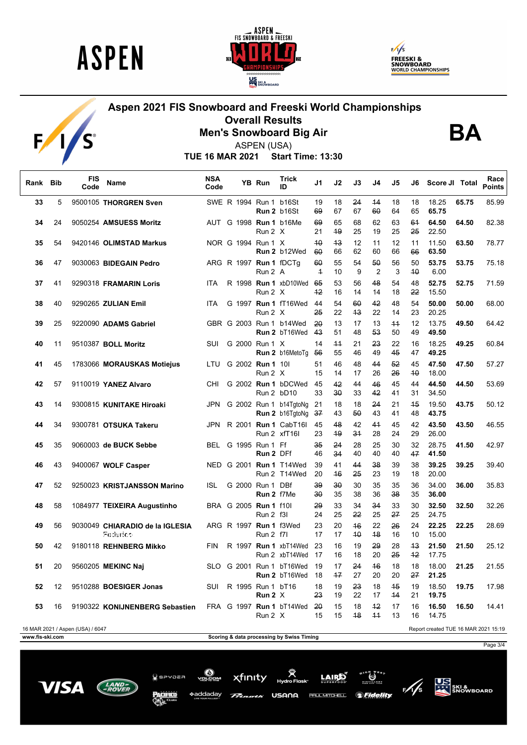# Aspen 2021 FIS Snowboard and Freeski World Championships

## Overall Results

## Men's Snowboard Big Air

**BA**

ASPEN (USA)

**TUE 16 MAR 2021 Start Time: 13:30**

| Rank | Bib | FIS Code | Name | NSA Code | | YB | Run | Trick ID | J1 | J2 | J3 | J4 | J5 | J6 | Score JI | Total | Race Points |
|---|---|---|---|---|---|---|---|---|---|---|---|---|---|---|---|---|---|
| 33 | 5 | 9500105 | **THORGREN Sven** | SWE | R | 1994 | Run 1 | b16St | 19 | 18 | ~~24~~ | ~~14~~ | 18 | 18 | 18.25 | **65.75** | 85.99 |
| | | | | | | | **Run 2** | b16St | ~~69~~ | 67 | 67 | ~~60~~ | 64 | 65 | **65.75** | | |
| 34 | 24 | 9050254 | **AMSUESS Moritz** | AUT | G | 1998 | **Run 1** | b16Me | ~~69~~ | 65 | 68 | 62 | 63 | ~~61~~ | **64.50** | **64.50** | 82.38 |
| | | | | | | | Run 2 | X | 21 | ~~19~~ | 25 | 19 | 25 | ~~25~~ | 22.50 | | |
| 35 | 54 | 9420146 | **OLIMSTAD Markus** | NOR | G | 1994 | Run 1 | X | ~~10~~ | ~~13~~ | 12 | 11 | 12 | 11 | 11.50 | **63.50** | 78.77 |
| | | | | | | | **Run 2** | b12Wed | ~~60~~ | 66 | 62 | 60 | 66 | ~~66~~ | **63.50** | | |
| 36 | 47 | 9030063 | **BIDEGAIN Pedro** | ARG | R | 1997 | **Run 1** | fDCTg | ~~60~~ | 55 | 54 | ~~50~~ | 56 | 50 | **53.75** | **53.75** | 75.18 |
| | | | | | | | Run 2 | A | ~~1~~ | 10 | 9 | 2 | 3 | ~~10~~ | 6.00 | | |
| 37 | 41 | 9290318 | **FRAMARIN Loris** | ITA | R | 1998 | **Run 1** | xbD10Wed | ~~65~~ | 53 | 56 | ~~48~~ | 54 | 48 | **52.75** | **52.75** | 71.59 |
| | | | | | | | Run 2 | X | ~~12~~ | 16 | 14 | 14 | 18 | ~~22~~ | 15.50 | | |
| 38 | 40 | 9290265 | **ZULIAN Emil** | ITA | G | 1997 | **Run 1** | fT16Wed | 44 | 54 | ~~60~~ | ~~42~~ | 48 | 54 | **50.00** | **50.00** | 68.00 |
| | | | | | | | Run 2 | X | ~~25~~ | 22 | ~~13~~ | 22 | 14 | 23 | 20.25 | | |
| 39 | 25 | 9220090 | **ADAMS Gabriel** | GBR | G | 2003 | Run 1 | b14Wed | ~~20~~ | 13 | 17 | 13 | ~~11~~ | 12 | 13.75 | **49.50** | 64.42 |
| | | | | | | | **Run 2** | bT16Wed | ~~43~~ | 51 | 48 | ~~53~~ | 50 | 49 | **49.50** | | |
| 40 | 11 | 9510387 | **BOLL Moritz** | SUI | G | 2000 | Run 1 | X | 14 | ~~11~~ | 21 | ~~23~~ | 22 | 16 | 18.25 | **49.25** | 60.84 |
| | | | | | | | **Run 2** | b16MetoTg | ~~56~~ | 55 | 46 | 49 | ~~45~~ | 47 | **49.25** | | |
| 41 | 45 | 1783066 | **MORAUSKAS Motiejus** | LTU | G | 2002 | **Run 1** | 10l | 51 | 46 | 48 | ~~44~~ | ~~52~~ | 45 | **47.50** | **47.50** | 57.27 |
| | | | | | | | Run 2 | X | 15 | 14 | 17 | 26 | ~~26~~ | ~~10~~ | 18.00 | | |
| 42 | 57 | 9110019 | **YANEZ Alvaro** | CHI | G | 2002 | **Run 1** | bDCWed | 45 | ~~42~~ | 44 | ~~46~~ | 45 | 44 | **44.50** | **44.50** | 53.69 |
| | | | | | | | Run 2 | bD10 | 33 | ~~30~~ | 33 | ~~42~~ | 41 | 31 | 34.50 | | |
| 43 | 14 | 9300815 | **KUNITAKE Hiroaki** | JPN | G | 2002 | Run 1 | b14TgtoNg | 21 | 18 | 18 | ~~24~~ | 21 | ~~15~~ | 19.50 | **43.75** | 50.12 |
| | | | | | | | **Run 2** | b16TgtoNg | ~~37~~ | 43 | ~~50~~ | 43 | 41 | 48 | **43.75** | | |
| 44 | 34 | 9300781 | **OTSUKA Takeru** | JPN | R | 2001 | **Run 1** | CabT16l | 45 | ~~48~~ | 42 | ~~41~~ | 45 | 42 | **43.50** | **43.50** | 46.55 |
| | | | | | | | Run 2 | xfT16l | 23 | ~~19~~ | ~~31~~ | 28 | 24 | 29 | 26.00 | | |
| 45 | 35 | 9060003 | **de BUCK Sebbe** | BEL | G | 1995 | Run 1 | Ff | ~~35~~ | ~~24~~ | 28 | 25 | 30 | 32 | 28.75 | **41.50** | 42.97 |
| | | | | | | | **Run 2** | DFf | 46 | ~~34~~ | 40 | 40 | 40 | ~~47~~ | **41.50** | | |
| 46 | 43 | 9400067 | **WOLF Casper** | NED | G | 2001 | **Run 1** | T14Wed | 39 | 41 | ~~44~~ | ~~38~~ | 39 | 38 | **39.25** | **39.25** | 39.40 |
| | | | | | | | Run 2 | T14Wed | 20 | ~~16~~ | ~~25~~ | 23 | 19 | 18 | 20.00 | | |
| 47 | 52 | 9250023 | **KRISTJANSSON Marino** | ISL | G | 2000 | Run 1 | DBf | ~~39~~ | ~~30~~ | 30 | 35 | 35 | 36 | 34.00 | **36.00** | 35.83 |
| | | | | | | | **Run 2** | f7Me | ~~30~~ | 35 | 38 | 36 | ~~38~~ | 35 | **36.00** | | |
| 48 | 58 | 1084977 | **TEIXEIRA Augustinho** | BRA | G | 2005 | **Run 1** | f10l | ~~29~~ | 33 | 34 | ~~34~~ | 33 | 30 | **32.50** | **32.50** | 32.26 |
| | | | | | | | Run 2 | f3l | 24 | 25 | ~~22~~ | 25 | ~~27~~ | 25 | 24.75 | | |
| 49 | 56 | 9030049 | **CHIARADIO de la IGLESIA** Federico | ARG | R | 1997 | **Run 1** | f3Wed | 23 | 20 | ~~16~~ | 22 | ~~26~~ | 24 | **22.25** | **22.25** | 28.69 |
| | | | | | | | Run 2 | f7l | 17 | 17 | ~~10~~ | ~~18~~ | 16 | 10 | 15.00 | | |
| 50 | 42 | 9180118 | **REHNBERG Mikko** | FIN | R | 1997 | **Run 1** | xbT14Wed | 23 | 16 | 19 | ~~29~~ | 28 | ~~13~~ | **21.50** | **21.50** | 25.12 |
| | | | | | | | Run 2 | xbT14Wed | 17 | 16 | 18 | 20 | ~~25~~ | ~~12~~ | 17.75 | | |
| 51 | 20 | 9560205 | **MEKINC Naj** | SLO | G | 2001 | Run 1 | bT16Wed | 19 | 17 | ~~24~~ | ~~16~~ | 18 | 18 | 18.00 | **21.25** | 21.55 |
| | | | | | | | **Run 2** | bT16Wed | 18 | ~~17~~ | 27 | 20 | 20 | ~~27~~ | **21.25** | | |
| 52 | 12 | 9510288 | **BOESIGER Jonas** | SUI | R | 1995 | Run 1 | bT16 | 18 | 19 | ~~23~~ | 18 | ~~15~~ | 19 | 18.50 | **19.75** | 17.98 |
| | | | | | | | **Run 2** | X | ~~23~~ | 19 | 22 | 17 | ~~14~~ | 21 | **19.75** | | |
| 53 | 16 | 9190322 | **KONIJNENBERG Sebastien** | FRA | G | 1997 | **Run 1** | bT14Wed | ~~20~~ | 15 | 18 | ~~12~~ | 17 | 16 | **16.50** | **16.50** | 14.41 |
| | | | | | | | Run 2 | X | 15 | 15 | ~~18~~ | ~~11~~ | 13 | 16 | 14.75 | | |

16 MAR 2021 / Aspen (USA) / 6047 — Report created TUE 16 MAR 2021 15:19

www.fis-ski.com — Scoring & data processing by Swiss Timing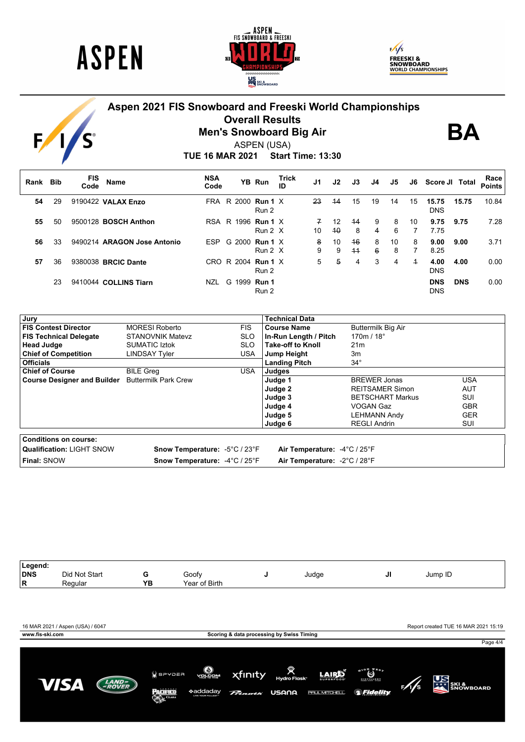# Aspen 2021 FIS Snowboard and Freeski World Championships

## Overall Results

## Men's Snowboard Big Air

ASPEN (USA)

**TUE 16 MAR 2021 Start Time: 13:30**

**BA**

| Rank | Bib | FIS Code | Name | NSA Code | | YB | Run | Trick ID | J1 | J2 | J3 | J4 | J5 | J6 | Score JI | Total | Race Points |
|---|---|---|---|---|---|---|---|---|---|---|---|---|---|---|---|---|---|
| 54 | 29 | 9190422 | **VALAX Enzo** | FRA | R | 2000 | **Run 1** | X | ~~23~~ | ~~14~~ | 15 | 19 | 14 | 15 | **15.75** | **15.75** | 10.84 |
| | | | | | | | Run 2 | | | | | | | | DNS | | |
| 55 | 50 | 9500128 | **BOSCH Anthon** | RSA | R | 1996 | **Run 1** | X | ~~7~~ | 12 | ~~14~~ | 9 | 8 | 10 | **9.75** | **9.75** | 7.28 |
| | | | | | | | Run 2 | X | 10 | ~~10~~ | 8 | ~~4~~ | 6 | 7 | 7.75 | | |
| 56 | 33 | 9490214 | **ARAGON Jose Antonio** | ESP | G | 2000 | **Run 1** | X | ~~8~~ | 10 | ~~16~~ | 8 | 10 | 8 | **9.00** | **9.00** | 3.71 |
| | | | | | | | Run 2 | X | 9 | 9 | ~~11~~ | ~~6~~ | 8 | 7 | 8.25 | | |
| 57 | 36 | 9380038 | **BRCIC Dante** | CRO | R | 2004 | **Run 1** | X | 5 | ~~5~~ | 4 | 3 | 4 | ~~1~~ | **4.00** | **4.00** | 0.00 |
| | | | | | | | Run 2 | | | | | | | | DNS | | |
| | 23 | 9410044 | **COLLINS Tiarn** | NZL | G | 1999 | **Run 1** | | | | | | | | **DNS** | **DNS** | 0.00 |
| | | | | | | | Run 2 | | | | | | | | DNS | | |

| Jury | | |
|---|---|---|
| **FIS Contest Director** | MORESI Roberto | FIS |
| **FIS Technical Delegate** | STANOVNIK Matevz | SLO |
| **Head Judge** | SUMATIC Iztok | SLO |
| **Chief of Competition** | LINDSAY Tyler | USA |
| **Officials** | | |
| **Chief of Course** | BILE Greg | USA |
| **Course Designer and Builder** | Buttermilk Park Crew | |

| Technical Data | | |
|---|---|---|
| **Course Name** | Buttermilk Big Air | |
| **In-Run Length / Pitch** | 170m / 18° | |
| **Take-off to Knoll** | 21m | |
| **Jump Height** | 3m | |
| **Landing Pitch** | 34° | |
| **Judges** | | |
| **Judge 1** | BREWER Jonas | USA |
| **Judge 2** | REITSAMER Simon | AUT |
| **Judge 3** | BETSCHART Markus | SUI |
| **Judge 4** | VOGAN Gaz | GBR |
| **Judge 5** | LEHMANN Andy | GER |
| **Judge 6** | REGLI Andrin | SUI |

| Conditions on course: | | |
|---|---|---|
| **Qualification:** LIGHT SNOW | **Snow Temperature:** -5°C / 23°F | **Air Temperature:** -4°C / 25°F |
| **Final:** SNOW | **Snow Temperature:** -4°C / 25°F | **Air Temperature:** -2°C / 28°F |

| Legend: | | | | | | | |
|---|---|---|---|---|---|---|---|
| **DNS** | Did Not Start | **G** | Goofy | **J** | Judge | **JI** | Jump ID |
| **R** | Regular | **YB** | Year of Birth | | | | |

16 MAR 2021 / Aspen (USA) / 6047

Report created TUE 16 MAR 2021 15:19

www.fis-ski.com

Scoring & data processing by Swiss Timing